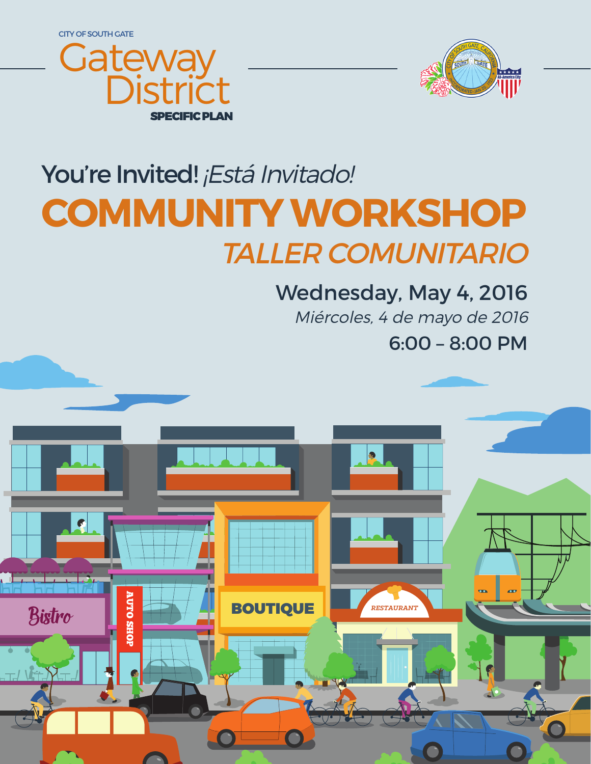CITY OF SOUTH GATE

# Gateway District

SPECIFIC PLAN

You're Invited! *¡Está Invitado!*

# COMMUNITY WORKSHOP

## *TALLER COMUNITARIO*

Wednesday, May 4, 2016

*Miércoles, 4 de mayo de 2016*

6:00 – 8:00 PM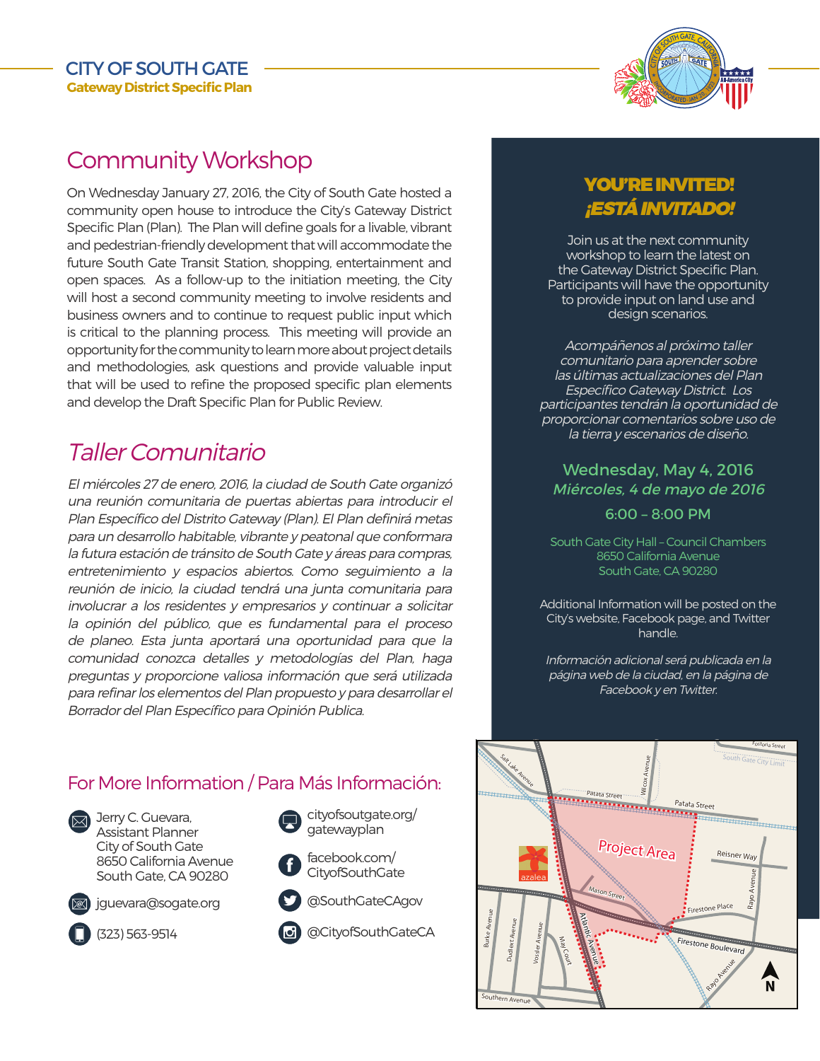**CITY OF SOUTH GATE**
**Gateway District Specific Plan**

## Community Workshop

On Wednesday January 27, 2016, the City of South Gate hosted a community open house to introduce the City's Gateway District Specific Plan (Plan). The Plan will define goals for a livable, vibrant and pedestrian-friendly development that will accommodate the future South Gate Transit Station, shopping, entertainment and open spaces. As a follow-up to the initiation meeting, the City will host a second community meeting to involve residents and business owners and to continue to request public input which is critical to the planning process. This meeting will provide an opportunity for the community to learn more about project details and methodologies, ask questions and provide valuable input that will be used to refine the proposed specific plan elements and develop the Draft Specific Plan for Public Review.

## *Taller Comunitario*

*El miércoles 27 de enero, 2016, la ciudad de South Gate organizó una reunión comunitaria de puertas abiertas para introducir el Plan Específico del Distrito Gateway (Plan). El Plan definirá metas para un desarrollo habitable, vibrante y peatonal que conformara la futura estación de tránsito de South Gate y áreas para compras, entretenimiento y espacios abiertos. Como seguimiento a la reunión de inicio, la ciudad tendrá una junta comunitaria para involucrar a los residentes y empresarios y continuar a solicitar la opinión del público, que es fundamental para el proceso de planeo. Esta junta aportará una oportunidad para que la comunidad conozca detalles y metodologías del Plan, haga preguntas y proporcione valiosa información que será utilizada para refinar los elementos del Plan propuesto y para desarrollar el Borrador del Plan Específico para Opinión Publica.*

## YOU'RE INVITED!
## *¡ESTÁ INVITADO!*

Join us at the next community workshop to learn the latest on the Gateway District Specific Plan. Participants will have the opportunity to provide input on land use and design scenarios.

*Acompáñenos al próximo taller comunitario para aprender sobre las últimas actualizaciones del Plan Específico Gateway District. Los participantes tendrán la oportunidad de proporcionar comentarios sobre uso de la tierra y escenarios de diseño.*

**Wednesday, May 4, 2016**
***Miércoles, 4 de mayo de 2016***
**6:00 – 8:00 PM**

South Gate City Hall – Council Chambers
8650 California Avenue
South Gate, CA 90280

Additional Information will be posted on the City's website, Facebook page, and Twitter handle.

*Información adicional será publicada en la página web de la ciudad, en la página de Facebook y en Twitter.*

## For More Information / Para Más Información:

Jerry C. Guevara,
Assistant Planner
City of South Gate
8650 California Avenue
South Gate, CA 90280

jguevara@sogate.org

(323) 563-9514

cityofsoutgate.org/gatewayplan

facebook.com/CityofSouthGate

@SouthGateCAgov

@CityofSouthGateCA

Project Area
Fostoria Street
South Gate City Limit
Salt Lake Avenue
Patata Street
Wilcox Avenue
Patata Street
Reisner Way
azalea
Mason Street
Firestone Place
Rayo Avenue
Atlantic Avenue
Firestone Boulevard
Burke Avenue
Dudlext Avenue
Vossler Avenue
May Court
Rayo Avenue
Southern Avenue
N